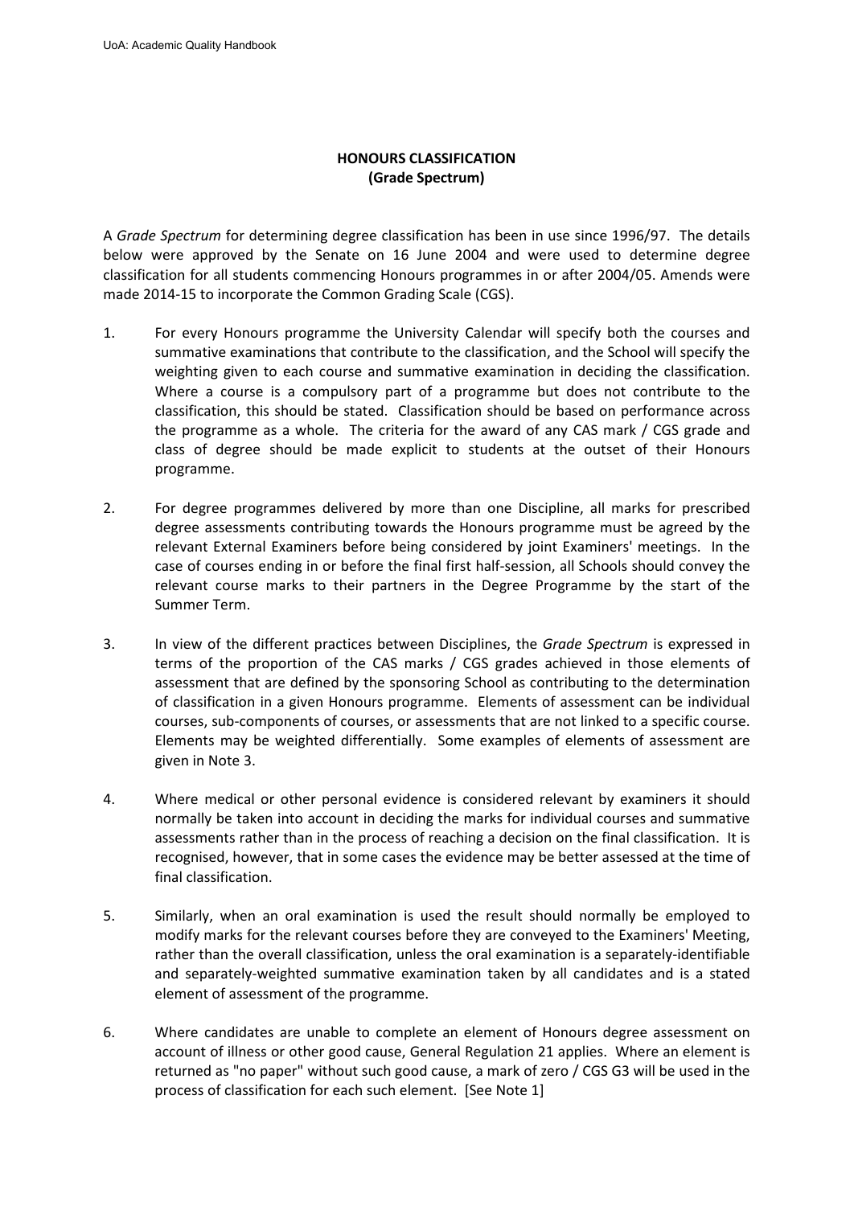# HONOURS CLASSIFICATION
## (Grade Spectrum)

A *Grade Spectrum* for determining degree classification has been in use since 1996/97. The details below were approved by the Senate on 16 June 2004 and were used to determine degree classification for all students commencing Honours programmes in or after 2004/05. Amends were made 2014-15 to incorporate the Common Grading Scale (CGS).

1. For every Honours programme the University Calendar will specify both the courses and summative examinations that contribute to the classification, and the School will specify the weighting given to each course and summative examination in deciding the classification. Where a course is a compulsory part of a programme but does not contribute to the classification, this should be stated. Classification should be based on performance across the programme as a whole. The criteria for the award of any CAS mark / CGS grade and class of degree should be made explicit to students at the outset of their Honours programme.

2. For degree programmes delivered by more than one Discipline, all marks for prescribed degree assessments contributing towards the Honours programme must be agreed by the relevant External Examiners before being considered by joint Examiners' meetings. In the case of courses ending in or before the final first half-session, all Schools should convey the relevant course marks to their partners in the Degree Programme by the start of the Summer Term.

3. In view of the different practices between Disciplines, the *Grade Spectrum* is expressed in terms of the proportion of the CAS marks / CGS grades achieved in those elements of assessment that are defined by the sponsoring School as contributing to the determination of classification in a given Honours programme. Elements of assessment can be individual courses, sub-components of courses, or assessments that are not linked to a specific course. Elements may be weighted differentially. Some examples of elements of assessment are given in Note 3.

4. Where medical or other personal evidence is considered relevant by examiners it should normally be taken into account in deciding the marks for individual courses and summative assessments rather than in the process of reaching a decision on the final classification. It is recognised, however, that in some cases the evidence may be better assessed at the time of final classification.

5. Similarly, when an oral examination is used the result should normally be employed to modify marks for the relevant courses before they are conveyed to the Examiners' Meeting, rather than the overall classification, unless the oral examination is a separately-identifiable and separately-weighted summative examination taken by all candidates and is a stated element of assessment of the programme.

6. Where candidates are unable to complete an element of Honours degree assessment on account of illness or other good cause, General Regulation 21 applies. Where an element is returned as "no paper" without such good cause, a mark of zero / CGS G3 will be used in the process of classification for each such element. [See Note 1]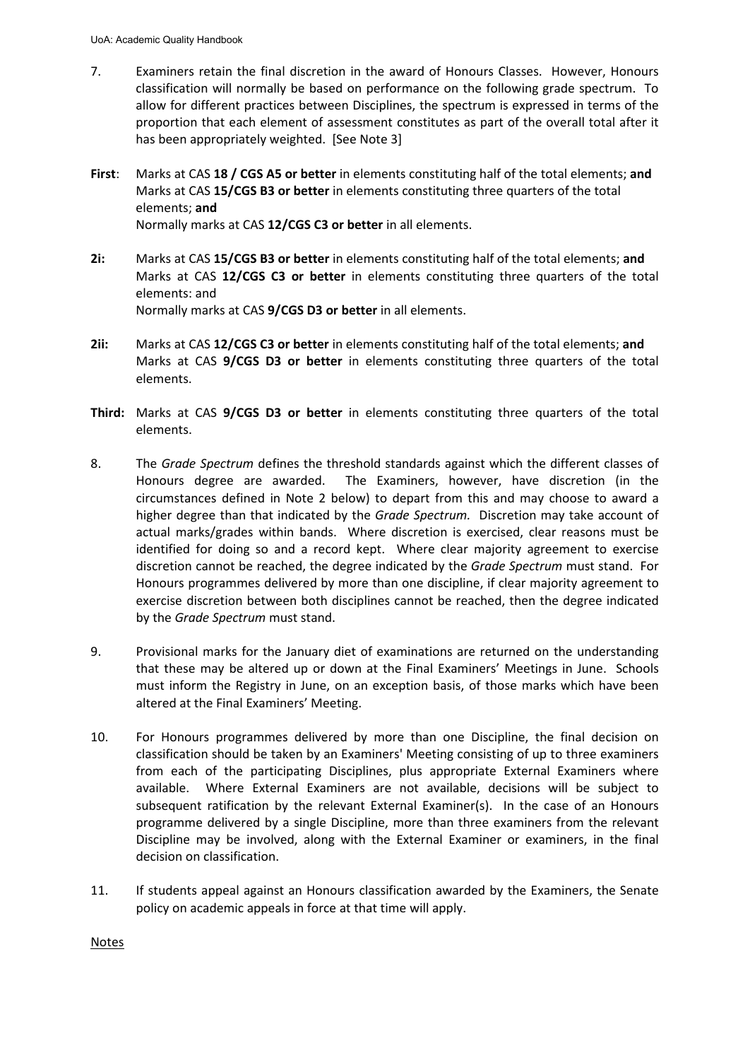7. Examiners retain the final discretion in the award of Honours Classes. However, Honours classification will normally be based on performance on the following grade spectrum. To allow for different practices between Disciplines, the spectrum is expressed in terms of the proportion that each element of assessment constitutes as part of the overall total after it has been appropriately weighted. [See Note 3]

**First**: Marks at CAS **18 / CGS A5 or better** in elements constituting half of the total elements; **and**
Marks at CAS **15/CGS B3 or better** in elements constituting three quarters of the total elements; **and**
Normally marks at CAS **12/CGS C3 or better** in all elements.

**2i:** Marks at CAS **15/CGS B3 or better** in elements constituting half of the total elements; **and**
Marks at CAS **12/CGS C3 or better** in elements constituting three quarters of the total elements: and
Normally marks at CAS **9/CGS D3 or better** in all elements.

**2ii:** Marks at CAS **12/CGS C3 or better** in elements constituting half of the total elements; **and**
Marks at CAS **9/CGS D3 or better** in elements constituting three quarters of the total elements.

**Third:** Marks at CAS **9/CGS D3 or better** in elements constituting three quarters of the total elements.

8. The *Grade Spectrum* defines the threshold standards against which the different classes of Honours degree are awarded. The Examiners, however, have discretion (in the circumstances defined in Note 2 below) to depart from this and may choose to award a higher degree than that indicated by the *Grade Spectrum.* Discretion may take account of actual marks/grades within bands. Where discretion is exercised, clear reasons must be identified for doing so and a record kept. Where clear majority agreement to exercise discretion cannot be reached, the degree indicated by the *Grade Spectrum* must stand. For Honours programmes delivered by more than one discipline, if clear majority agreement to exercise discretion between both disciplines cannot be reached, then the degree indicated by the *Grade Spectrum* must stand.

9. Provisional marks for the January diet of examinations are returned on the understanding that these may be altered up or down at the Final Examiners' Meetings in June. Schools must inform the Registry in June, on an exception basis, of those marks which have been altered at the Final Examiners' Meeting.

10. For Honours programmes delivered by more than one Discipline, the final decision on classification should be taken by an Examiners' Meeting consisting of up to three examiners from each of the participating Disciplines, plus appropriate External Examiners where available. Where External Examiners are not available, decisions will be subject to subsequent ratification by the relevant External Examiner(s). In the case of an Honours programme delivered by a single Discipline, more than three examiners from the relevant Discipline may be involved, along with the External Examiner or examiners, in the final decision on classification.

11. If students appeal against an Honours classification awarded by the Examiners, the Senate policy on academic appeals in force at that time will apply.

<u>Notes</u>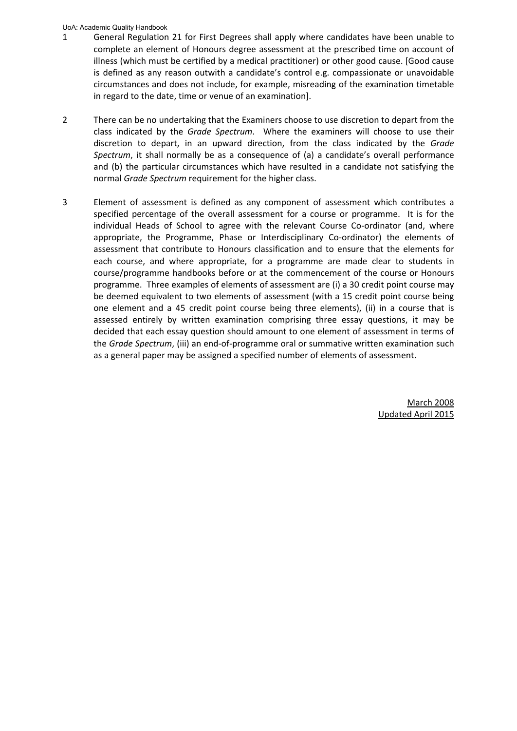1 General Regulation 21 for First Degrees shall apply where candidates have been unable to complete an element of Honours degree assessment at the prescribed time on account of illness (which must be certified by a medical practitioner) or other good cause. [Good cause is defined as any reason outwith a candidate's control e.g. compassionate or unavoidable circumstances and does not include, for example, misreading of the examination timetable in regard to the date, time or venue of an examination].

2 There can be no undertaking that the Examiners choose to use discretion to depart from the class indicated by the *Grade Spectrum*. Where the examiners will choose to use their discretion to depart, in an upward direction, from the class indicated by the *Grade Spectrum*, it shall normally be as a consequence of (a) a candidate's overall performance and (b) the particular circumstances which have resulted in a candidate not satisfying the normal *Grade Spectrum* requirement for the higher class.

3 Element of assessment is defined as any component of assessment which contributes a specified percentage of the overall assessment for a course or programme. It is for the individual Heads of School to agree with the relevant Course Co-ordinator (and, where appropriate, the Programme, Phase or Interdisciplinary Co-ordinator) the elements of assessment that contribute to Honours classification and to ensure that the elements for each course, and where appropriate, for a programme are made clear to students in course/programme handbooks before or at the commencement of the course or Honours programme. Three examples of elements of assessment are (i) a 30 credit point course may be deemed equivalent to two elements of assessment (with a 15 credit point course being one element and a 45 credit point course being three elements), (ii) in a course that is assessed entirely by written examination comprising three essay questions, it may be decided that each essay question should amount to one element of assessment in terms of the *Grade Spectrum*, (iii) an end-of-programme oral or summative written examination such as a general paper may be assigned a specified number of elements of assessment.

March 2008
Updated April 2015